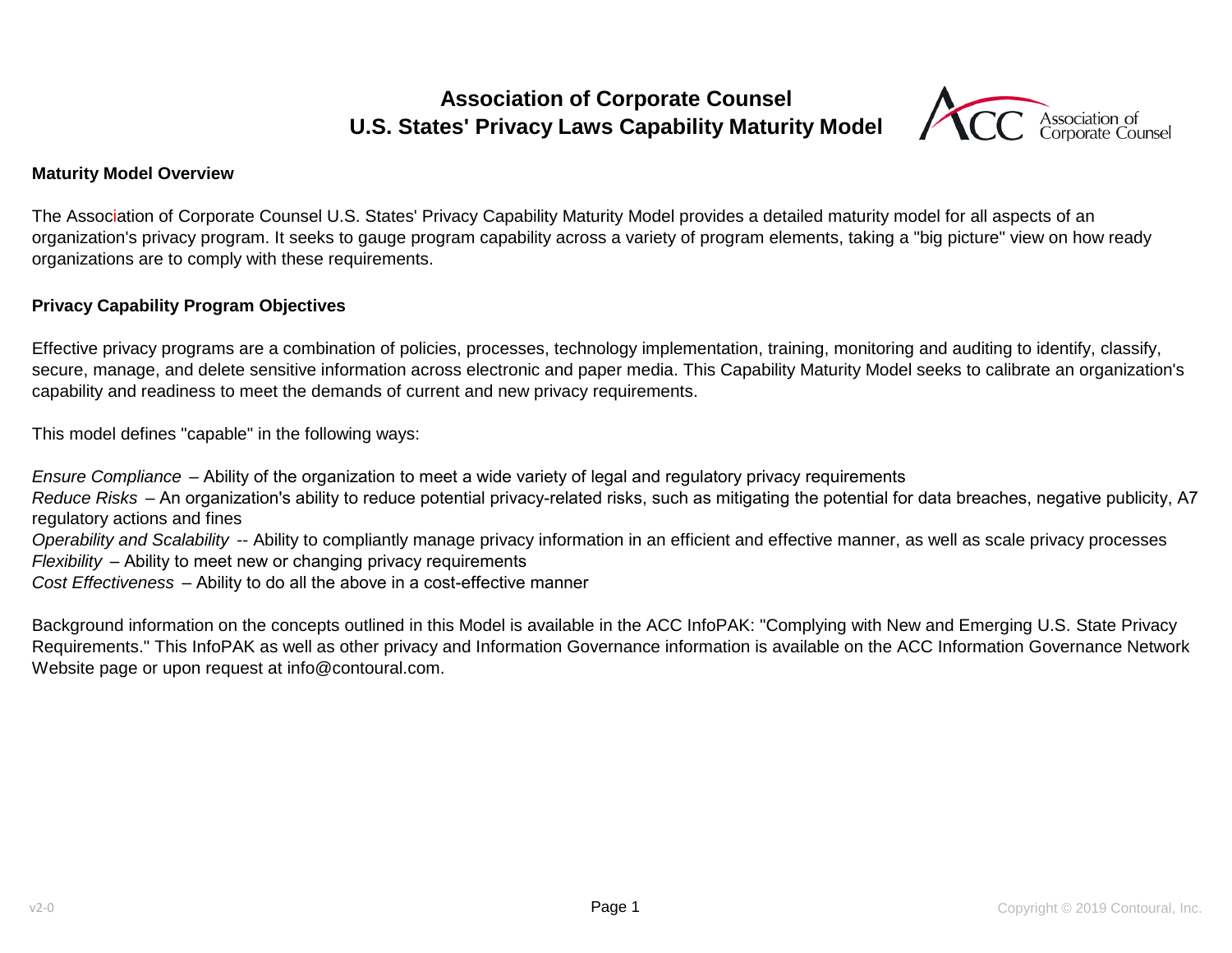# Association of Corporate Counsel
# U.S. States' Privacy Laws Capability Maturity Model

## Maturity Model Overview

The Association of Corporate Counsel U.S. States' Privacy Capability Maturity Model provides a detailed maturity model for all aspects of an organization's privacy program. It seeks to gauge program capability across a variety of program elements, taking a "big picture" view on how ready organizations are to comply with these requirements.

## Privacy Capability Program Objectives

Effective privacy programs are a combination of policies, processes, technology implementation, training, monitoring and auditing to identify, classify, secure, manage, and delete sensitive information across electronic and paper media. This Capability Maturity Model seeks to calibrate an organization's capability and readiness to meet the demands of current and new privacy requirements.

This model defines "capable" in the following ways:

*Ensure Compliance* – Ability of the organization to meet a wide variety of legal and regulatory privacy requirements
*Reduce Risks* – An organization's ability to reduce potential privacy-related risks, such as mitigating the potential for data breaches, negative publicity, A7 regulatory actions and fines
*Operability and Scalability* -- Ability to compliantly manage privacy information in an efficient and effective manner, as well as scale privacy processes
*Flexibility* – Ability to meet new or changing privacy requirements
*Cost Effectiveness* – Ability to do all the above in a cost-effective manner

Background information on the concepts outlined in this Model is available in the ACC InfoPAK: "Complying with New and Emerging U.S. State Privacy Requirements." This InfoPAK as well as other privacy and Information Governance information is available on the ACC Information Governance Network Website page or upon request at info@contoural.com.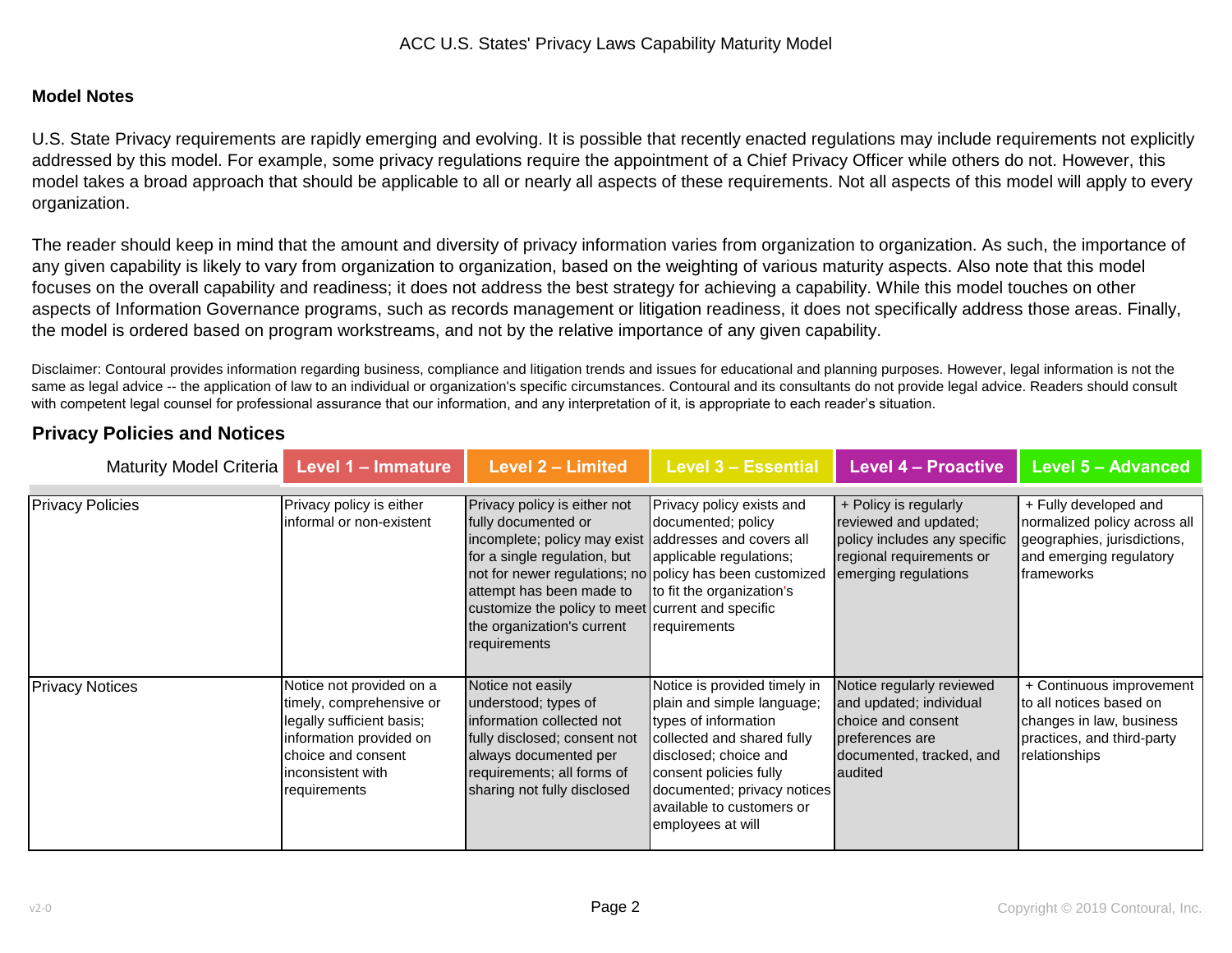## Model Notes

U.S. State Privacy requirements are rapidly emerging and evolving. It is possible that recently enacted regulations may include requirements not explicitly addressed by this model. For example, some privacy regulations require the appointment of a Chief Privacy Officer while others do not. However, this model takes a broad approach that should be applicable to all or nearly all aspects of these requirements. Not all aspects of this model will apply to every organization.

The reader should keep in mind that the amount and diversity of privacy information varies from organization to organization. As such, the importance of any given capability is likely to vary from organization to organization, based on the weighting of various maturity aspects. Also note that this model focuses on the overall capability and readiness; it does not address the best strategy for achieving a capability. While this model touches on other aspects of Information Governance programs, such as records management or litigation readiness, it does not specifically address those areas. Finally, the model is ordered based on program workstreams, and not by the relative importance of any given capability.

Disclaimer: Contoural provides information regarding business, compliance and litigation trends and issues for educational and planning purposes. However, legal information is not the same as legal advice -- the application of law to an individual or organization's specific circumstances. Contoural and its consultants do not provide legal advice. Readers should consult with competent legal counsel for professional assurance that our information, and any interpretation of it, is appropriate to each reader's situation.

## Privacy Policies and Notices

| Maturity Model Criteria | Level 1 – Immature | Level 2 – Limited | Level 3 – Essential | Level 4 – Proactive | Level 5 – Advanced |
|---|---|---|---|---|---|
| Privacy Policies | Privacy policy is either informal or non-existent | Privacy policy is either not fully documented or incomplete; policy may exist for a single regulation, but not for newer regulations; no attempt has been made to customize the policy to meet the organization's current requirements | Privacy policy exists and documented; policy addresses and covers all applicable regulations; policy has been customized to fit the organization's current and specific requirements | + Policy is regularly reviewed and updated; policy includes any specific regional requirements or emerging regulations | + Fully developed and normalized policy across all geographies, jurisdictions, and emerging regulatory frameworks |
| Privacy Notices | Notice not provided on a timely, comprehensive or legally sufficient basis; information provided on choice and consent inconsistent with requirements | Notice not easily understood; types of information collected not fully disclosed; consent not always documented per requirements; all forms of sharing not fully disclosed | Notice is provided timely in plain and simple language; types of information collected and shared fully disclosed; choice and consent policies fully documented; privacy notices available to customers or employees at will | Notice regularly reviewed and updated; individual choice and consent preferences are documented, tracked, and audited | + Continuous improvement to all notices based on changes in law, business practices, and third-party relationships |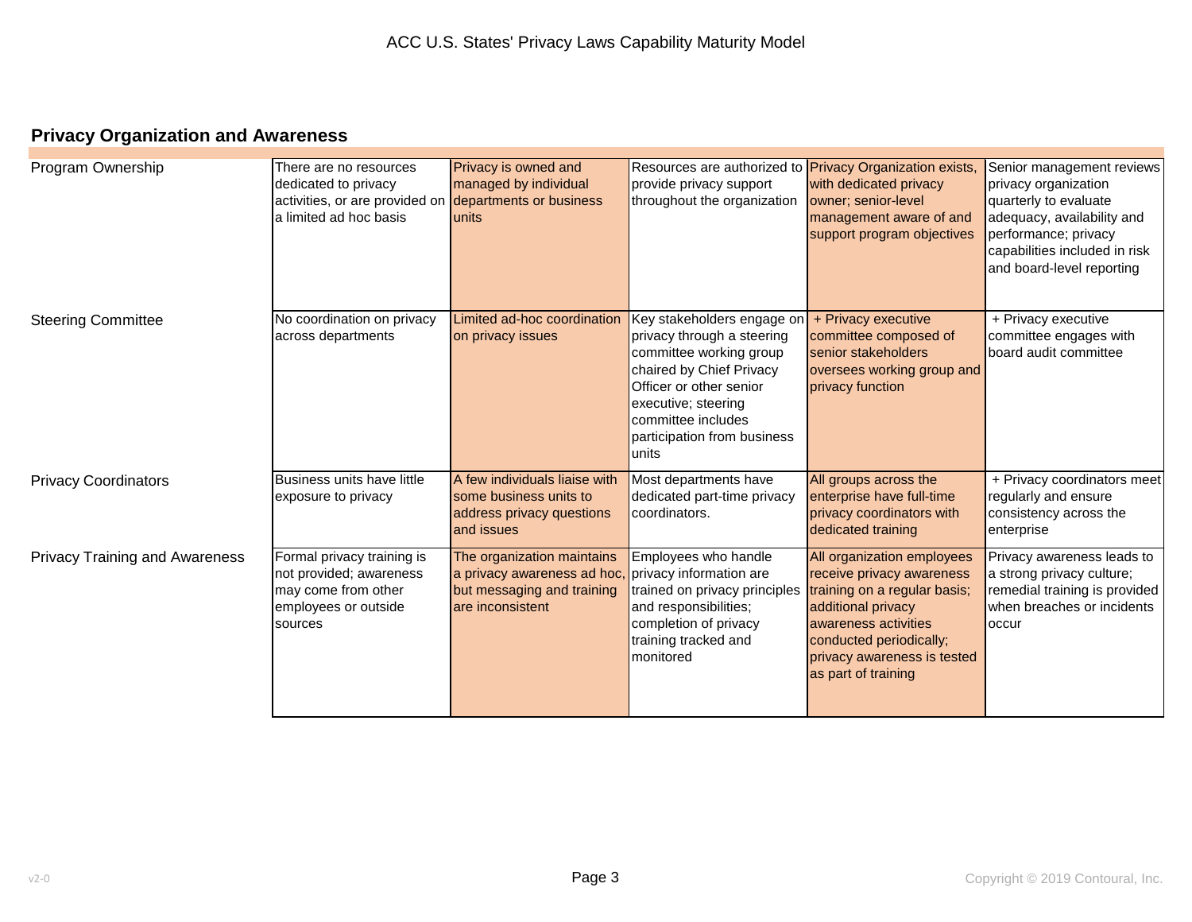## Privacy Organization and Awareness

| | | | | | |
|---|---|---|---|---|---|
| Program Ownership | There are no resources dedicated to privacy activities, or are provided on a limited ad hoc basis | Privacy is owned and managed by individual departments or business units | Resources are authorized to provide privacy support throughout the organization | Privacy Organization exists, with dedicated privacy owner; senior-level management aware of and support program objectives | Senior management reviews privacy organization quarterly to evaluate adequacy, availability and performance; privacy capabilities included in risk and board-level reporting |
| Steering Committee | No coordination on privacy across departments | Limited ad-hoc coordination on privacy issues | Key stakeholders engage on privacy through a steering committee working group chaired by Chief Privacy Officer or other senior executive; steering committee includes participation from business units | + Privacy executive committee composed of senior stakeholders oversees working group and privacy function | + Privacy executive committee engages with board audit committee |
| Privacy Coordinators | Business units have little exposure to privacy | A few individuals liaise with some business units to address privacy questions and issues | Most departments have dedicated part-time privacy coordinators. | All groups across the enterprise have full-time privacy coordinators with dedicated training | + Privacy coordinators meet regularly and ensure consistency across the enterprise |
| Privacy Training and Awareness | Formal privacy training is not provided; awareness may come from other employees or outside sources | The organization maintains a privacy awareness ad hoc, but messaging and training are inconsistent | Employees who handle privacy information are trained on privacy principles and responsibilities; completion of privacy training tracked and monitored | All organization employees receive privacy awareness training on a regular basis; additional privacy awareness activities conducted periodically; privacy awareness is tested as part of training | Privacy awareness leads to a strong privacy culture; remedial training is provided when breaches or incidents occur |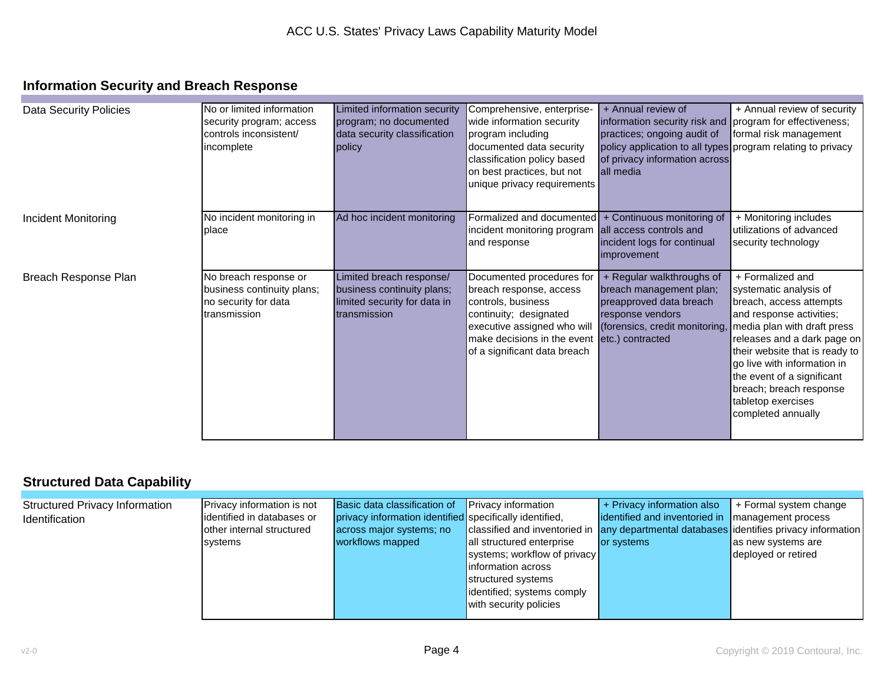## Information Security and Breach Response

| | | | | | |
|---|---|---|---|---|---|
| Data Security Policies | No or limited information security program; access controls inconsistent/ incomplete | Limited information security program; no documented data security classification policy | Comprehensive, enterprise-wide information security program including documented data security classification policy based on best practices, but not unique privacy requirements | + Annual review of information security risk and practices; ongoing audit of policy application to all types of privacy information across all media | + Annual review of security program for effectiveness; formal risk management program relating to privacy |
| Incident Monitoring | No incident monitoring in place | Ad hoc incident monitoring | Formalized and documented incident monitoring program and response | + Continuous monitoring of all access controls and incident logs for continual improvement | + Monitoring includes utilizations of advanced security technology |
| Breach Response Plan | No breach response or business continuity plans; no security for data transmission | Limited breach response/ business continuity plans; limited security for data in transmission | Documented procedures for breach response, access controls, business continuity; designated executive assigned who will make decisions in the event of a significant data breach | + Regular walkthroughs of breach management plan; preapproved data breach response vendors (forensics, credit monitoring, etc.) contracted | + Formalized and systematic analysis of breach, access attempts and response activities; media plan with draft press releases and a dark page on their website that is ready to go live with information in the event of a significant breach; breach response tabletop exercises completed annually |

## Structured Data Capability

| | | | | | |
|---|---|---|---|---|---|
| Structured Privacy Information Identification | Privacy information is not identified in databases or other internal structured systems | Basic data classification of privacy information identified across major systems; no workflows mapped | Privacy information specifically identified, classified and inventoried in all structured enterprise systems; workflow of privacy information across structured systems identified; systems comply with security policies | + Privacy information also identified and inventoried in any departmental databases or systems | + Formal system change management process identifies privacy information as new systems are deployed or retired |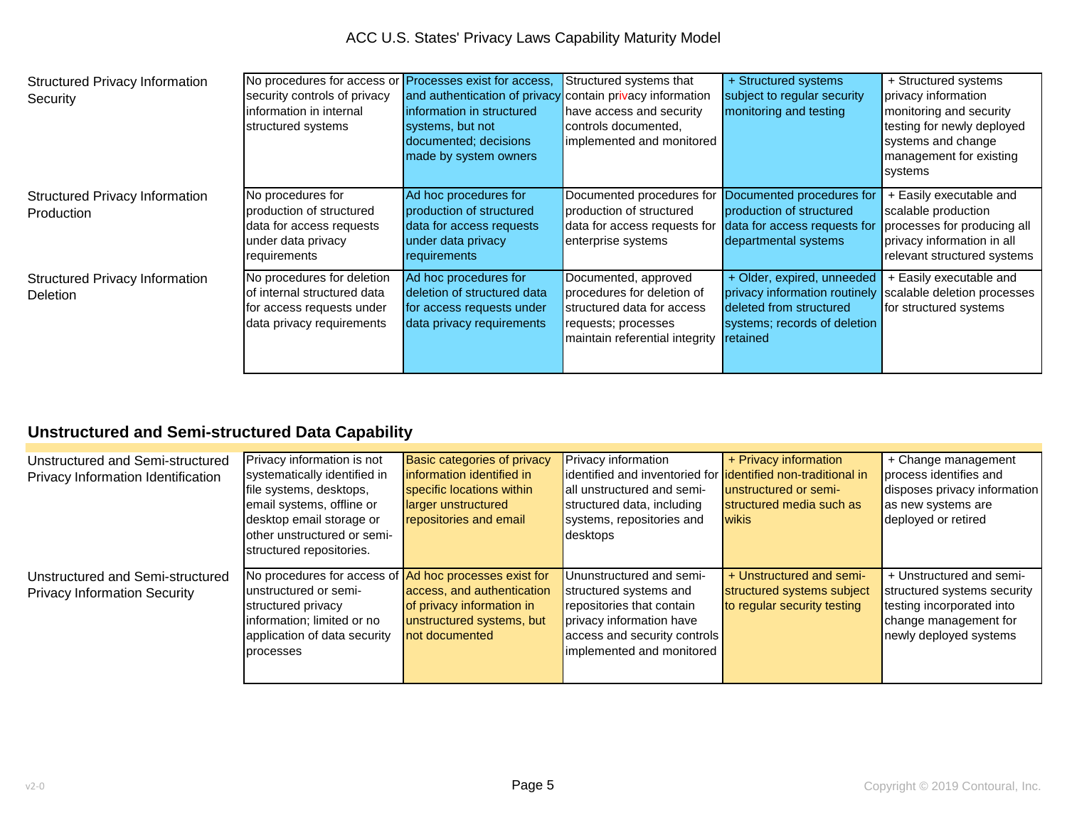| Structured Privacy Information Security | No procedures for access or security controls of privacy information in internal structured systems | Processes exist for access, and authentication of privacy information in structured systems, but not documented; decisions made by system owners | Structured systems that contain privacy information have access and security controls documented, implemented and monitored | + Structured systems subject to regular security monitoring and testing | + Structured systems privacy information monitoring and security testing for newly deployed systems and change management for existing systems |
|---|---|---|---|---|---|
| Structured Privacy Information Production | No procedures for production of structured data for access requests under data privacy requirements | Ad hoc procedures for production of structured data for access requests under data privacy requirements | Documented procedures for production of structured data for access requests for enterprise systems | Documented procedures for production of structured data for access requests for departmental systems | + Easily executable and scalable production processes for producing all privacy information in all relevant structured systems |
| Structured Privacy Information Deletion | No procedures for deletion of internal structured data for access requests under data privacy requirements | Ad hoc procedures for deletion of structured data for access requests under data privacy requirements | Documented, approved procedures for deletion of structured data for access requests; processes maintain referential integrity | + Older, expired, unneeded privacy information routinely deleted from structured systems; records of deletion retained | + Easily executable and scalable deletion processes for structured systems |

## Unstructured and Semi-structured Data Capability

| Unstructured and Semi-structured Privacy Information Identification | Privacy information is not systematically identified in file systems, desktops, email systems, offline or desktop email storage or other unstructured or semi-structured repositories. | Basic categories of privacy information identified in specific locations within larger unstructured repositories and email | Privacy information identified and inventoried for all unstructured and semi-structured data, including systems, repositories and desktops | + Privacy information identified non-traditional in unstructured or semi-structured media such as wikis | + Change management process identifies and disposes privacy information as new systems are deployed or retired |
|---|---|---|---|---|---|
| Unstructured and Semi-structured Privacy Information Security | No procedures for access of unstructured or semi-structured privacy information; limited or no application of data security processes | Ad hoc processes exist for access, and authentication of privacy information in unstructured systems, but not documented | Unnstructured and semi-structured systems and repositories that contain privacy information have access and security controls implemented and monitored | + Unstructured and semi-structured systems subject to regular security testing | + Unstructured and semi-structured systems security testing incorporated into change management for newly deployed systems |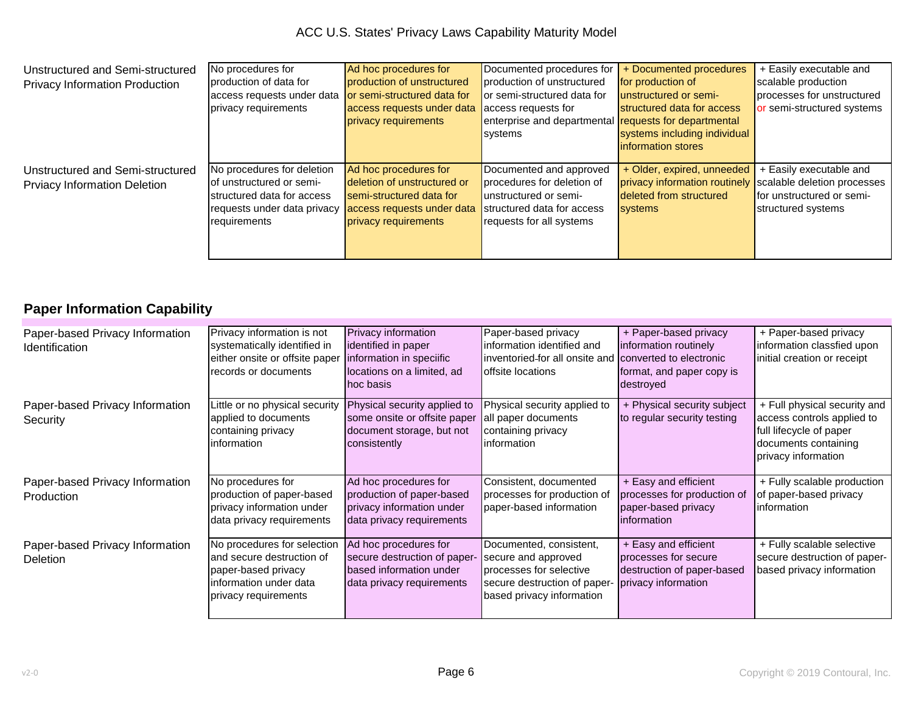| | | | | | |
|---|---|---|---|---|---|
| Unstructured and Semi-structured Privacy Information Production | No procedures for production of data for access requests under data privacy requirements | Ad hoc procedures for production of unstructured or semi-structured data for access requests under data privacy requirements | Documented procedures for production of unstructured or semi-structured data for access requests for enterprise and departmental systems | + Documented procedures for production of unstructured or semi-structured data for access requests for departmental systems including individual information stores | + Easily executable and scalable production processes for unstructured or semi-structured systems |
| Unstructured and Semi-structured Prviacy Information Deletion | No procedures for deletion of unstructured or semi-structured data for access requests under data privacy requirements | Ad hoc procedures for deletion of unstructured or semi-structured data for access requests under data privacy requirements | Documented and approved procedures for deletion of unstructured or semi-structured data for access requests for all systems | + Older, expired, unneeded privacy information routinely deleted from structured systems | + Easily executable and scalable deletion processes for unstructured or semi-structured systems |

## Paper Information Capability

| | | | | | |
|---|---|---|---|---|---|
| Paper-based Privacy Information Identification | Privacy information is not systematically identified in either onsite or offsite paper records or documents | Privacy information identified in paper information in speciific locations on a limited, ad hoc basis | Paper-based privacy information identified and inventoried-for all onsite and offsite locations | + Paper-based privacy information routinely converted to electronic format, and paper copy is destroyed | + Paper-based privacy information classfied upon initial creation or receipt |
| Paper-based Privacy Information Security | Little or no physical security applied to documents containing privacy information | Physical security applied to some onsite or offsite paper document storage, but not consistently | Physical security applied to all paper documents containing privacy information | + Physical security subject to regular security testing | + Full physical security and access controls applied to full lifecycle of paper documents containing privacy information |
| Paper-based Privacy Information Production | No procedures for production of paper-based privacy information under data privacy requirements | Ad hoc procedures for production of paper-based privacy information under data privacy requirements | Consistent, documented processes for production of paper-based information | + Easy and efficient processes for production of paper-based privacy information | + Fully scalable production of paper-based privacy information |
| Paper-based Privacy Information Deletion | No procedures for selection and secure destruction of paper-based privacy information under data privacy requirements | Ad hoc procedures for secure destruction of paper-based information under data privacy requirements | Documented, consistent, secure and approved processes for selective secure destruction of paper-based privacy information | + Easy and efficient processes for secure destruction of paper-based privacy information | + Fully scalable selective secure destruction of paper-based privacy information |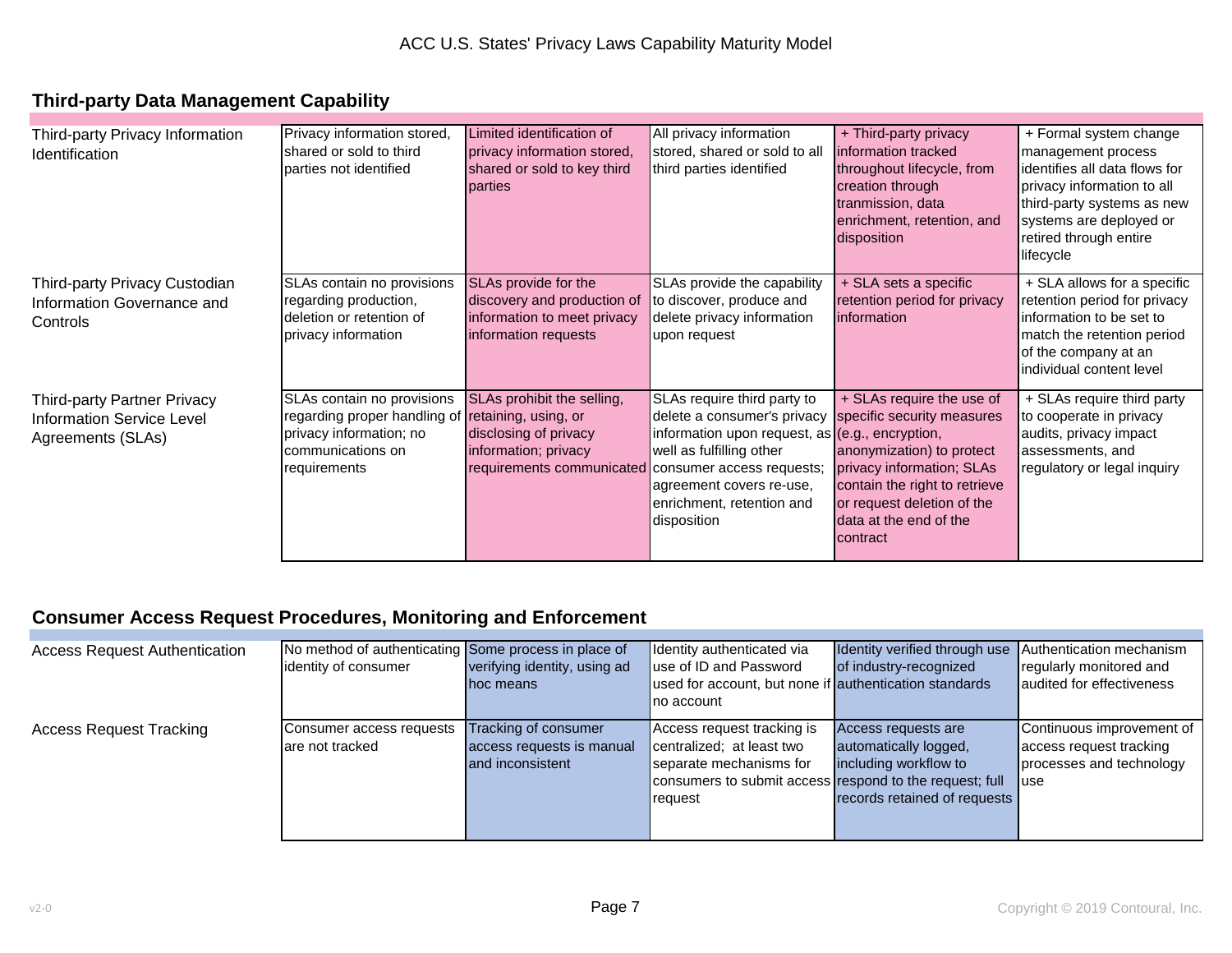## Third-party Data Management Capability

| | | | | | |
|---|---|---|---|---|---|
| Third-party Privacy Information Identification | Privacy information stored, shared or sold to third parties not identified | Limited identification of privacy information stored, shared or sold to key third parties | All privacy information stored, shared or sold to all third parties identified | + Third-party privacy information tracked throughout lifecycle, from creation through tranmission, data enrichment, retention, and disposition | + Formal system change management process identifies all data flows for privacy information to all third-party systems as new systems are deployed or retired through entire lifecycle |
| Third-party Privacy Custodian Information Governance and Controls | SLAs contain no provisions regarding production, deletion or retention of privacy information | SLAs provide for the discovery and production of information to meet privacy information requests | SLAs provide the capability to discover, produce and delete privacy information upon request | + SLA sets a specific retention period for privacy information | + SLA allows for a specific retention period for privacy information to be set to match the retention period of the company at an individual content level |
| Third-party Partner Privacy Information Service Level Agreements (SLAs) | SLAs contain no provisions regarding proper handling of privacy information; no communications on requirements | SLAs prohibit the selling, retaining, using, or disclosing of privacy information; privacy requirements communicated | SLAs require third party to delete a consumer's privacy information upon request, as well as fulfilling other consumer access requests; agreement covers re-use, enrichment, retention and disposition | + SLAs require the use of specific security measures (e.g., encryption, anonymization) to protect privacy information; SLAs contain the right to retrieve or request deletion of the data at the end of the contract | + SLAs require third party to cooperate in privacy audits, privacy impact assessments, and regulatory or legal inquiry |

## Consumer Access Request Procedures, Monitoring and Enforcement

| | | | | | |
|---|---|---|---|---|---|
| Access Request Authentication | No method of authenticating identity of consumer | Some process in place of verifying identity, using ad hoc means | Identity authenticated via use of ID and Password used for account, but none if no account | Identity verified through use of industry-recognized authentication standards | Authentication mechanism regularly monitored and audited for effectiveness |
| Access Request Tracking | Consumer access requests are not tracked | Tracking of consumer access requests is manual and inconsistent | Access request tracking is centralized; at least two separate mechanisms for consumers to submit access request | Access requests are automatically logged, including workflow to respond to the request; full records retained of requests | Continuous improvement of access request tracking processes and technology use |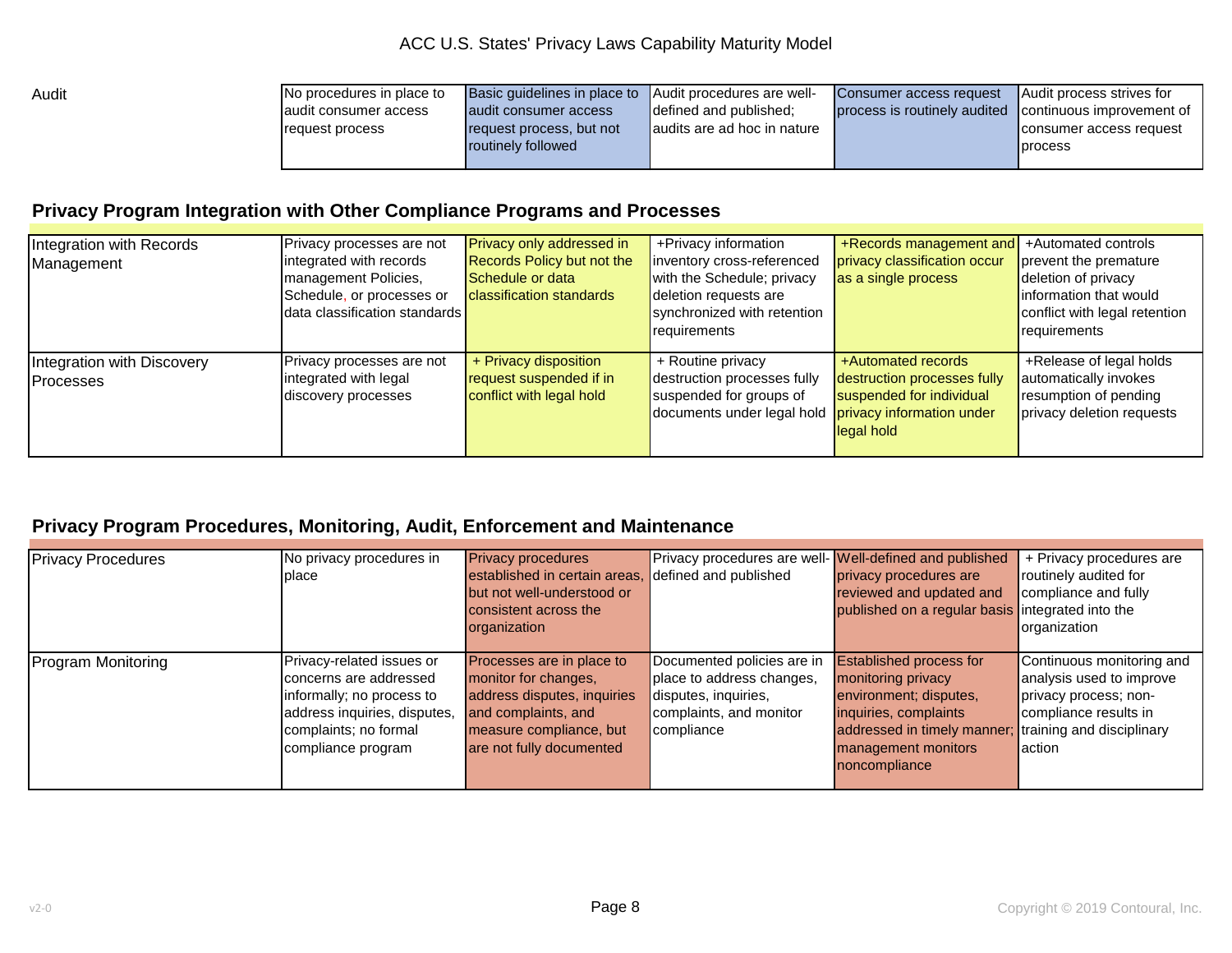| | | | | | |
|---|---|---|---|---|---|
| Audit | No procedures in place to audit consumer access request process | Basic guidelines in place to audit consumer access request process, but not routinely followed | Audit procedures are well-defined and published; audits are ad hoc in nature | Consumer access request process is routinely audited | Audit process strives for continuous improvement of consumer access request process |

## Privacy Program Integration with Other Compliance Programs and Processes

| | | | | | |
|---|---|---|---|---|---|
| Integration with Records Management | Privacy processes are not integrated with records management Policies, Schedule, or processes or data classification standards | Privacy only addressed in Records Policy but not the Schedule or data classification standards | +Privacy information inventory cross-referenced with the Schedule; privacy deletion requests are synchronized with retention requirements | +Records management and privacy classification occur as a single process | +Automated controls prevent the premature deletion of privacy information that would conflict with legal retention requirements |
| Integration with Discovery Processes | Privacy processes are not integrated with legal discovery processes | + Privacy disposition request suspended if in conflict with legal hold | + Routine privacy destruction processes fully suspended for groups of documents under legal hold | +Automated records destruction processes fully suspended for individual privacy information under legal hold | +Release of legal holds automatically invokes resumption of pending privacy deletion requests |

## Privacy Program Procedures, Monitoring, Audit, Enforcement and Maintenance

| | | | | | |
|---|---|---|---|---|---|
| Privacy Procedures | No privacy procedures in place | Privacy procedures established in certain areas, but not well-understood or consistent across the organization | Privacy procedures are well-defined and published | Well-defined and published privacy procedures are reviewed and updated and published on a regular basis | + Privacy procedures are routinely audited for compliance and fully integrated into the organization |
| Program Monitoring | Privacy-related issues or concerns are addressed informally; no process to address inquiries, disputes, complaints; no formal compliance program | Processes are in place to monitor for changes, address disputes, inquiries and complaints, and measure compliance, but are not fully documented | Documented policies are in place to address changes, disputes, inquiries, complaints, and monitor compliance | Established process for monitoring privacy environment; disputes, inquiries, complaints addressed in timely manner; management monitors noncompliance | Continuous monitoring and analysis used to improve privacy process; non-compliance results in training and disciplinary action |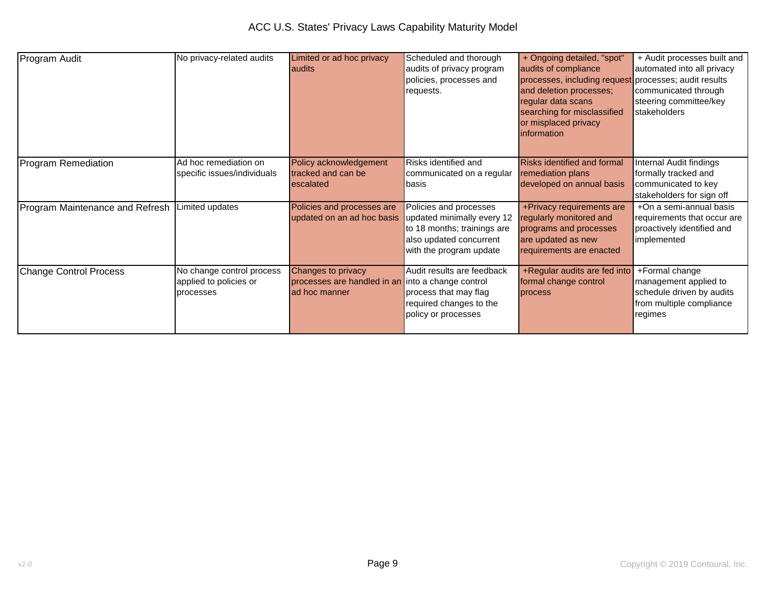| | | | | | |
|---|---|---|---|---|---|
| Program Audit | No privacy-related audits | Limited or ad hoc privacy audits | Scheduled and thorough audits of privacy program policies, processes and requests. | + Ongoing detailed, "spot" audits of compliance processes, including request and deletion processes; regular data scans searching for misclassified or misplaced privacy information | + Audit processes built and automated into all privacy processes; audit results communicated through steering committee/key stakeholders |
| Program Remediation | Ad hoc remediation on specific issues/individuals | Policy acknowledgement tracked and can be escalated | Risks identified and communicated on a regular basis | Risks identified and formal remediation plans developed on annual basis | Internal Audit findings formally tracked and communicated to key stakeholders for sign off |
| Program Maintenance and Refresh | Limited updates | Policies and processes are updated on an ad hoc basis | Policies and processes updated minimally every 12 to 18 months; trainings are also updated concurrent with the program update | +Privacy requirements are regularly monitored and programs and processes are updated as new requirements are enacted | +On a semi-annual basis requirements that occur are proactively identified and implemented |
| Change Control Process | No change control process applied to policies or processes | Changes to privacy processes are handled in an ad hoc manner | Audit results are feedback into a change control process that may flag required changes to the policy or processes | +Regular audits are fed into formal change control process | +Formal change management applied to schedule driven by audits from multiple compliance regimes |